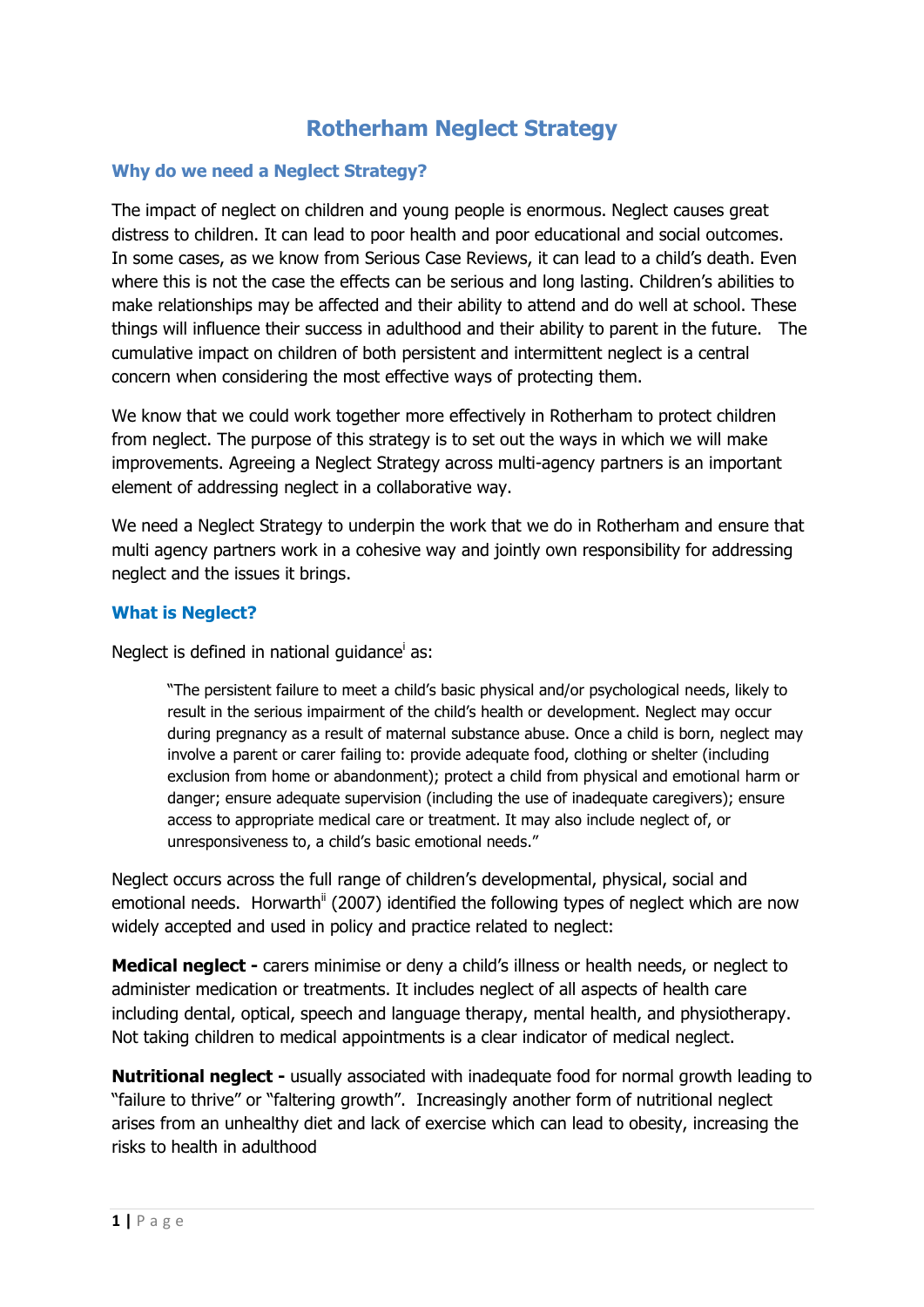# Rotherham Neglect Strategy

## Why do we need a Neglect Strategy?

The impact of neglect on children and young people is enormous. Neglect causes great distress to children. It can lead to poor health and poor educational and social outcomes. In some cases, as we know from Serious Case Reviews, it can lead to a child's death. Even where this is not the case the effects can be serious and long lasting. Children's abilities to make relationships may be affected and their ability to attend and do well at school. These things will influence their success in adulthood and their ability to parent in the future. The cumulative impact on children of both persistent and intermittent neglect is a central concern when considering the most effective ways of protecting them.

We know that we could work together more effectively in Rotherham to protect children from neglect. The purpose of this strategy is to set out the ways in which we will make improvements. Agreeing a Neglect Strategy across multi-agency partners is an important element of addressing neglect in a collaborative way.

We need a Neglect Strategy to underpin the work that we do in Rotherham and ensure that multi agency partners work in a cohesive way and jointly own responsibility for addressing neglect and the issues it brings.

## What is Neglect?

Neglect is defined in national guidance[i] as:

> "The persistent failure to meet a child's basic physical and/or psychological needs, likely to result in the serious impairment of the child's health or development. Neglect may occur during pregnancy as a result of maternal substance abuse. Once a child is born, neglect may involve a parent or carer failing to: provide adequate food, clothing or shelter (including exclusion from home or abandonment); protect a child from physical and emotional harm or danger; ensure adequate supervision (including the use of inadequate caregivers); ensure access to appropriate medical care or treatment. It may also include neglect of, or unresponsiveness to, a child's basic emotional needs."

Neglect occurs across the full range of children's developmental, physical, social and emotional needs. Horwarth[ii] (2007) identified the following types of neglect which are now widely accepted and used in policy and practice related to neglect:

**Medical neglect -** carers minimise or deny a child's illness or health needs, or neglect to administer medication or treatments. It includes neglect of all aspects of health care including dental, optical, speech and language therapy, mental health, and physiotherapy. Not taking children to medical appointments is a clear indicator of medical neglect.

**Nutritional neglect -** usually associated with inadequate food for normal growth leading to "failure to thrive" or "faltering growth". Increasingly another form of nutritional neglect arises from an unhealthy diet and lack of exercise which can lead to obesity, increasing the risks to health in adulthood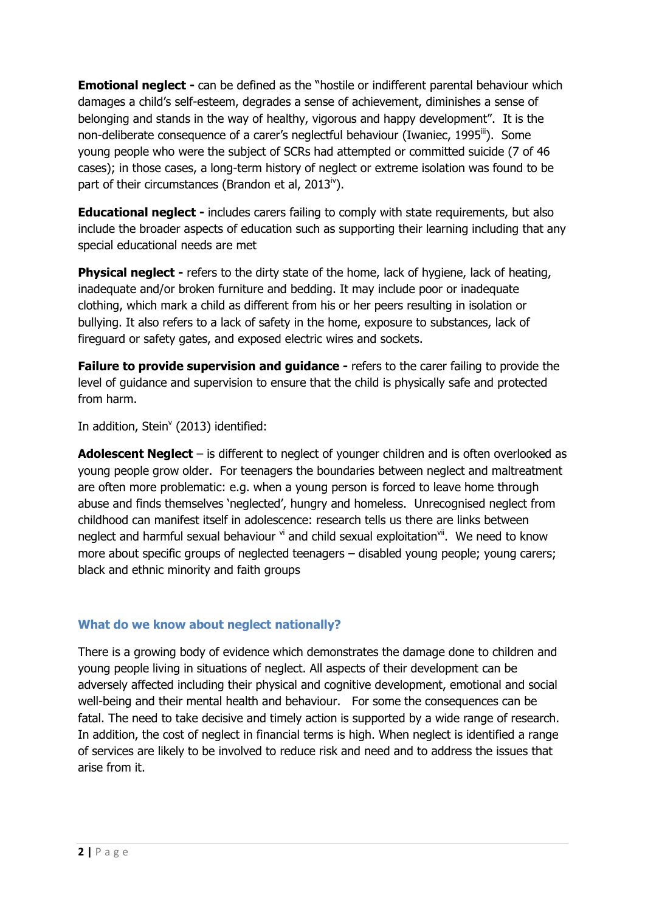**Emotional neglect -** can be defined as the "hostile or indifferent parental behaviour which damages a child's self-esteem, degrades a sense of achievement, diminishes a sense of belonging and stands in the way of healthy, vigorous and happy development". It is the non-deliberate consequence of a carer's neglectful behaviour (Iwaniec, 1995[iii]). Some young people who were the subject of SCRs had attempted or committed suicide (7 of 46 cases); in those cases, a long-term history of neglect or extreme isolation was found to be part of their circumstances (Brandon et al, 2013[iv]).

**Educational neglect -** includes carers failing to comply with state requirements, but also include the broader aspects of education such as supporting their learning including that any special educational needs are met

**Physical neglect -** refers to the dirty state of the home, lack of hygiene, lack of heating, inadequate and/or broken furniture and bedding. It may include poor or inadequate clothing, which mark a child as different from his or her peers resulting in isolation or bullying. It also refers to a lack of safety in the home, exposure to substances, lack of fireguard or safety gates, and exposed electric wires and sockets.

**Failure to provide supervision and guidance -** refers to the carer failing to provide the level of guidance and supervision to ensure that the child is physically safe and protected from harm.

In addition, Stein[v] (2013) identified:

**Adolescent Neglect** – is different to neglect of younger children and is often overlooked as young people grow older. For teenagers the boundaries between neglect and maltreatment are often more problematic: e.g. when a young person is forced to leave home through abuse and finds themselves 'neglected', hungry and homeless. Unrecognised neglect from childhood can manifest itself in adolescence: research tells us there are links between neglect and harmful sexual behaviour [vi] and child sexual exploitation[vii]. We need to know more about specific groups of neglected teenagers – disabled young people; young carers; black and ethnic minority and faith groups

### What do we know about neglect nationally?

There is a growing body of evidence which demonstrates the damage done to children and young people living in situations of neglect. All aspects of their development can be adversely affected including their physical and cognitive development, emotional and social well-being and their mental health and behaviour. For some the consequences can be fatal. The need to take decisive and timely action is supported by a wide range of research. In addition, the cost of neglect in financial terms is high. When neglect is identified a range of services are likely to be involved to reduce risk and need and to address the issues that arise from it.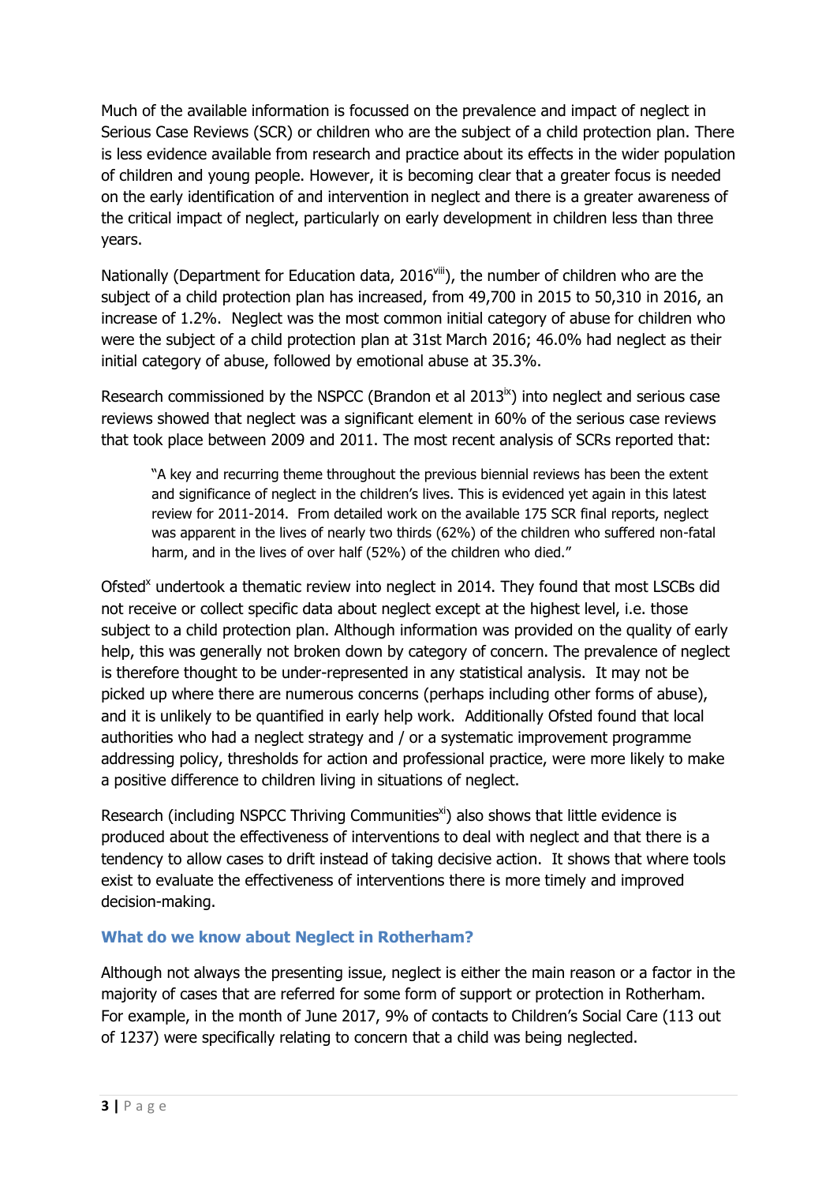Much of the available information is focussed on the prevalence and impact of neglect in Serious Case Reviews (SCR) or children who are the subject of a child protection plan. There is less evidence available from research and practice about its effects in the wider population of children and young people. However, it is becoming clear that a greater focus is needed on the early identification of and intervention in neglect and there is a greater awareness of the critical impact of neglect, particularly on early development in children less than three years.

Nationally (Department for Education data, 2016[viii]), the number of children who are the subject of a child protection plan has increased, from 49,700 in 2015 to 50,310 in 2016, an increase of 1.2%. Neglect was the most common initial category of abuse for children who were the subject of a child protection plan at 31st March 2016; 46.0% had neglect as their initial category of abuse, followed by emotional abuse at 35.3%.

Research commissioned by the NSPCC (Brandon et al 2013[ix]) into neglect and serious case reviews showed that neglect was a significant element in 60% of the serious case reviews that took place between 2009 and 2011. The most recent analysis of SCRs reported that:

> "A key and recurring theme throughout the previous biennial reviews has been the extent and significance of neglect in the children's lives. This is evidenced yet again in this latest review for 2011-2014. From detailed work on the available 175 SCR final reports, neglect was apparent in the lives of nearly two thirds (62%) of the children who suffered non-fatal harm, and in the lives of over half (52%) of the children who died."

Ofsted[x] undertook a thematic review into neglect in 2014. They found that most LSCBs did not receive or collect specific data about neglect except at the highest level, i.e. those subject to a child protection plan. Although information was provided on the quality of early help, this was generally not broken down by category of concern. The prevalence of neglect is therefore thought to be under-represented in any statistical analysis. It may not be picked up where there are numerous concerns (perhaps including other forms of abuse), and it is unlikely to be quantified in early help work. Additionally Ofsted found that local authorities who had a neglect strategy and / or a systematic improvement programme addressing policy, thresholds for action and professional practice, were more likely to make a positive difference to children living in situations of neglect.

Research (including NSPCC Thriving Communities[xi]) also shows that little evidence is produced about the effectiveness of interventions to deal with neglect and that there is a tendency to allow cases to drift instead of taking decisive action. It shows that where tools exist to evaluate the effectiveness of interventions there is more timely and improved decision-making.

### What do we know about Neglect in Rotherham?

Although not always the presenting issue, neglect is either the main reason or a factor in the majority of cases that are referred for some form of support or protection in Rotherham. For example, in the month of June 2017, 9% of contacts to Children's Social Care (113 out of 1237) were specifically relating to concern that a child was being neglected.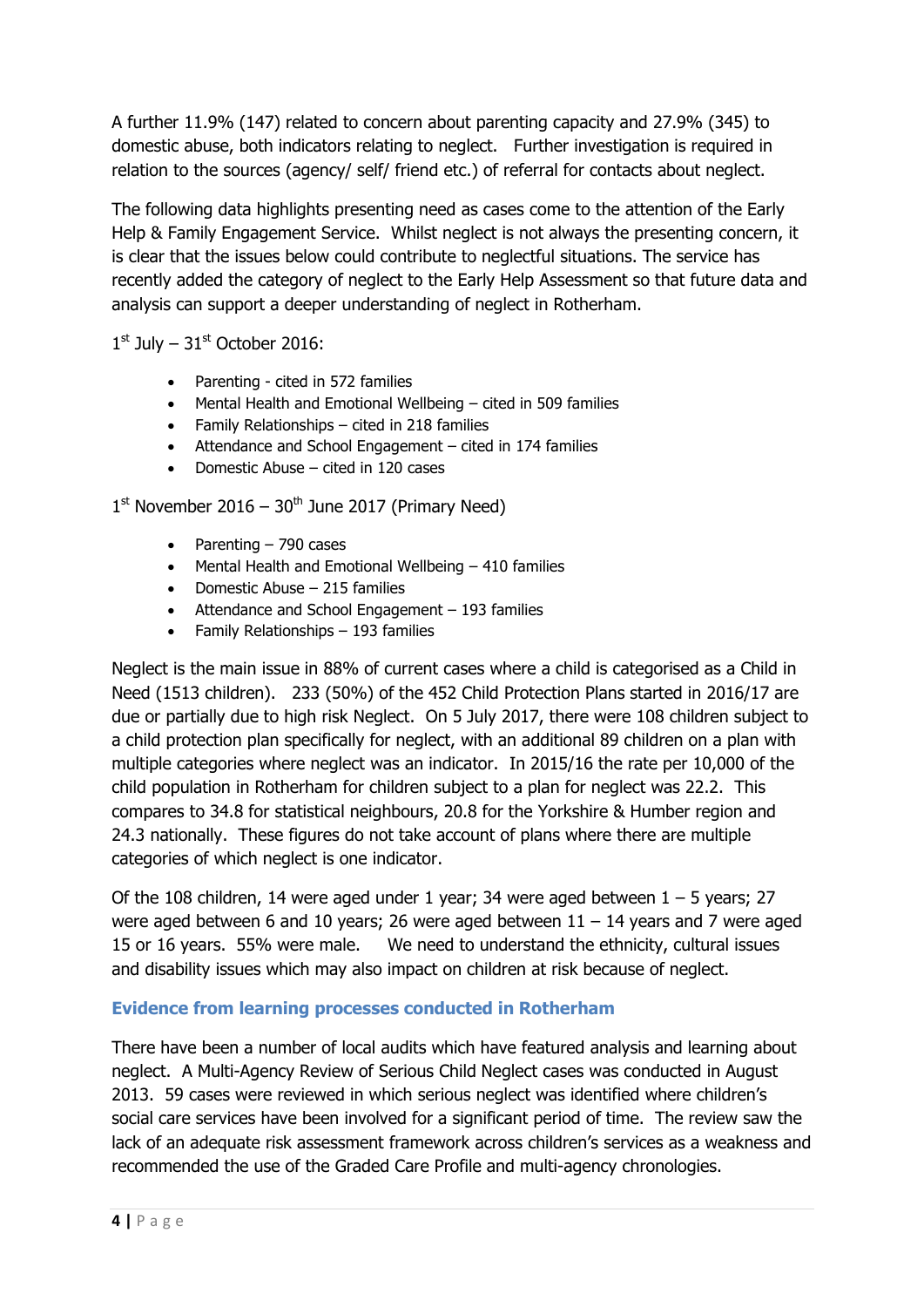A further 11.9% (147) related to concern about parenting capacity and 27.9% (345) to domestic abuse, both indicators relating to neglect. Further investigation is required in relation to the sources (agency/ self/ friend etc.) of referral for contacts about neglect.

The following data highlights presenting need as cases come to the attention of the Early Help & Family Engagement Service. Whilst neglect is not always the presenting concern, it is clear that the issues below could contribute to neglectful situations. The service has recently added the category of neglect to the Early Help Assessment so that future data and analysis can support a deeper understanding of neglect in Rotherham.

1st July – 31st October 2016:

- Parenting - cited in 572 families
- Mental Health and Emotional Wellbeing – cited in 509 families
- Family Relationships – cited in 218 families
- Attendance and School Engagement – cited in 174 families
- Domestic Abuse – cited in 120 cases

1st November 2016 – 30th June 2017 (Primary Need)

- Parenting – 790 cases
- Mental Health and Emotional Wellbeing – 410 families
- Domestic Abuse – 215 families
- Attendance and School Engagement – 193 families
- Family Relationships – 193 families

Neglect is the main issue in 88% of current cases where a child is categorised as a Child in Need (1513 children). 233 (50%) of the 452 Child Protection Plans started in 2016/17 are due or partially due to high risk Neglect. On 5 July 2017, there were 108 children subject to a child protection plan specifically for neglect, with an additional 89 children on a plan with multiple categories where neglect was an indicator. In 2015/16 the rate per 10,000 of the child population in Rotherham for children subject to a plan for neglect was 22.2. This compares to 34.8 for statistical neighbours, 20.8 for the Yorkshire & Humber region and 24.3 nationally. These figures do not take account of plans where there are multiple categories of which neglect is one indicator.

Of the 108 children, 14 were aged under 1 year; 34 were aged between 1 – 5 years; 27 were aged between 6 and 10 years; 26 were aged between 11 – 14 years and 7 were aged 15 or 16 years. 55% were male. We need to understand the ethnicity, cultural issues and disability issues which may also impact on children at risk because of neglect.

### Evidence from learning processes conducted in Rotherham

There have been a number of local audits which have featured analysis and learning about neglect. A Multi-Agency Review of Serious Child Neglect cases was conducted in August 2013. 59 cases were reviewed in which serious neglect was identified where children's social care services have been involved for a significant period of time. The review saw the lack of an adequate risk assessment framework across children's services as a weakness and recommended the use of the Graded Care Profile and multi-agency chronologies.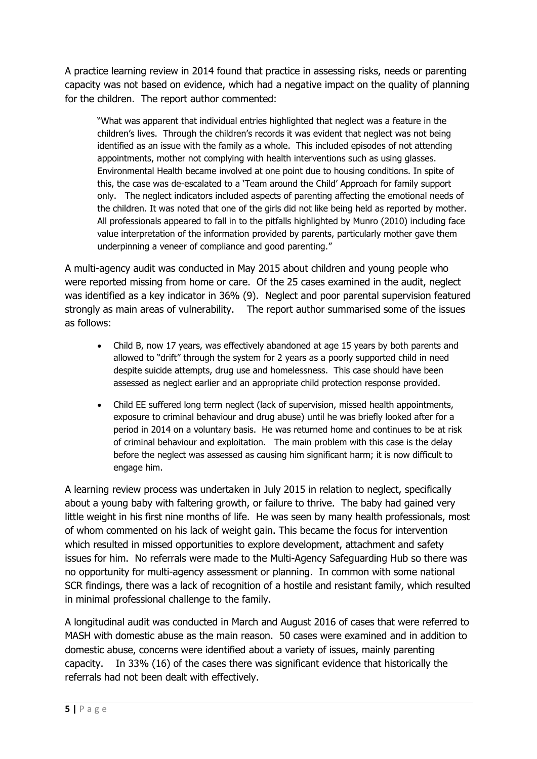A practice learning review in 2014 found that practice in assessing risks, needs or parenting capacity was not based on evidence, which had a negative impact on the quality of planning for the children. The report author commented:

> "What was apparent that individual entries highlighted that neglect was a feature in the children's lives. Through the children's records it was evident that neglect was not being identified as an issue with the family as a whole. This included episodes of not attending appointments, mother not complying with health interventions such as using glasses. Environmental Health became involved at one point due to housing conditions. In spite of this, the case was de-escalated to a 'Team around the Child' Approach for family support only. The neglect indicators included aspects of parenting affecting the emotional needs of the children. It was noted that one of the girls did not like being held as reported by mother. All professionals appeared to fall in to the pitfalls highlighted by Munro (2010) including face value interpretation of the information provided by parents, particularly mother gave them underpinning a veneer of compliance and good parenting."

A multi-agency audit was conducted in May 2015 about children and young people who were reported missing from home or care. Of the 25 cases examined in the audit, neglect was identified as a key indicator in 36% (9). Neglect and poor parental supervision featured strongly as main areas of vulnerability. The report author summarised some of the issues as follows:

- Child B, now 17 years, was effectively abandoned at age 15 years by both parents and allowed to "drift" through the system for 2 years as a poorly supported child in need despite suicide attempts, drug use and homelessness. This case should have been assessed as neglect earlier and an appropriate child protection response provided.
- Child EE suffered long term neglect (lack of supervision, missed health appointments, exposure to criminal behaviour and drug abuse) until he was briefly looked after for a period in 2014 on a voluntary basis. He was returned home and continues to be at risk of criminal behaviour and exploitation. The main problem with this case is the delay before the neglect was assessed as causing him significant harm; it is now difficult to engage him.

A learning review process was undertaken in July 2015 in relation to neglect, specifically about a young baby with faltering growth, or failure to thrive. The baby had gained very little weight in his first nine months of life. He was seen by many health professionals, most of whom commented on his lack of weight gain. This became the focus for intervention which resulted in missed opportunities to explore development, attachment and safety issues for him. No referrals were made to the Multi-Agency Safeguarding Hub so there was no opportunity for multi-agency assessment or planning. In common with some national SCR findings, there was a lack of recognition of a hostile and resistant family, which resulted in minimal professional challenge to the family.

A longitudinal audit was conducted in March and August 2016 of cases that were referred to MASH with domestic abuse as the main reason. 50 cases were examined and in addition to domestic abuse, concerns were identified about a variety of issues, mainly parenting capacity. In 33% (16) of the cases there was significant evidence that historically the referrals had not been dealt with effectively.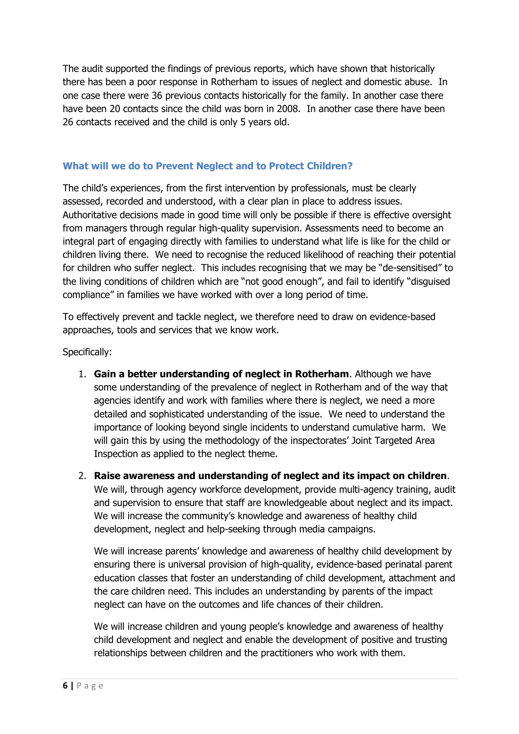The audit supported the findings of previous reports, which have shown that historically there has been a poor response in Rotherham to issues of neglect and domestic abuse. In one case there were 36 previous contacts historically for the family. In another case there have been 20 contacts since the child was born in 2008. In another case there have been 26 contacts received and the child is only 5 years old.

## What will we do to Prevent Neglect and to Protect Children?

The child's experiences, from the first intervention by professionals, must be clearly assessed, recorded and understood, with a clear plan in place to address issues. Authoritative decisions made in good time will only be possible if there is effective oversight from managers through regular high-quality supervision. Assessments need to become an integral part of engaging directly with families to understand what life is like for the child or children living there. We need to recognise the reduced likelihood of reaching their potential for children who suffer neglect. This includes recognising that we may be "de-sensitised" to the living conditions of children which are "not good enough", and fail to identify "disguised compliance" in families we have worked with over a long period of time.

To effectively prevent and tackle neglect, we therefore need to draw on evidence-based approaches, tools and services that we know work.

Specifically:

1. **Gain a better understanding of neglect in Rotherham**. Although we have some understanding of the prevalence of neglect in Rotherham and of the way that agencies identify and work with families where there is neglect, we need a more detailed and sophisticated understanding of the issue. We need to understand the importance of looking beyond single incidents to understand cumulative harm. We will gain this by using the methodology of the inspectorates' Joint Targeted Area Inspection as applied to the neglect theme.

2. **Raise awareness and understanding of neglect and its impact on children**. We will, through agency workforce development, provide multi-agency training, audit and supervision to ensure that staff are knowledgeable about neglect and its impact. We will increase the community's knowledge and awareness of healthy child development, neglect and help-seeking through media campaigns.

   We will increase parents' knowledge and awareness of healthy child development by ensuring there is universal provision of high-quality, evidence-based perinatal parent education classes that foster an understanding of child development, attachment and the care children need. This includes an understanding by parents of the impact neglect can have on the outcomes and life chances of their children.

   We will increase children and young people's knowledge and awareness of healthy child development and neglect and enable the development of positive and trusting relationships between children and the practitioners who work with them.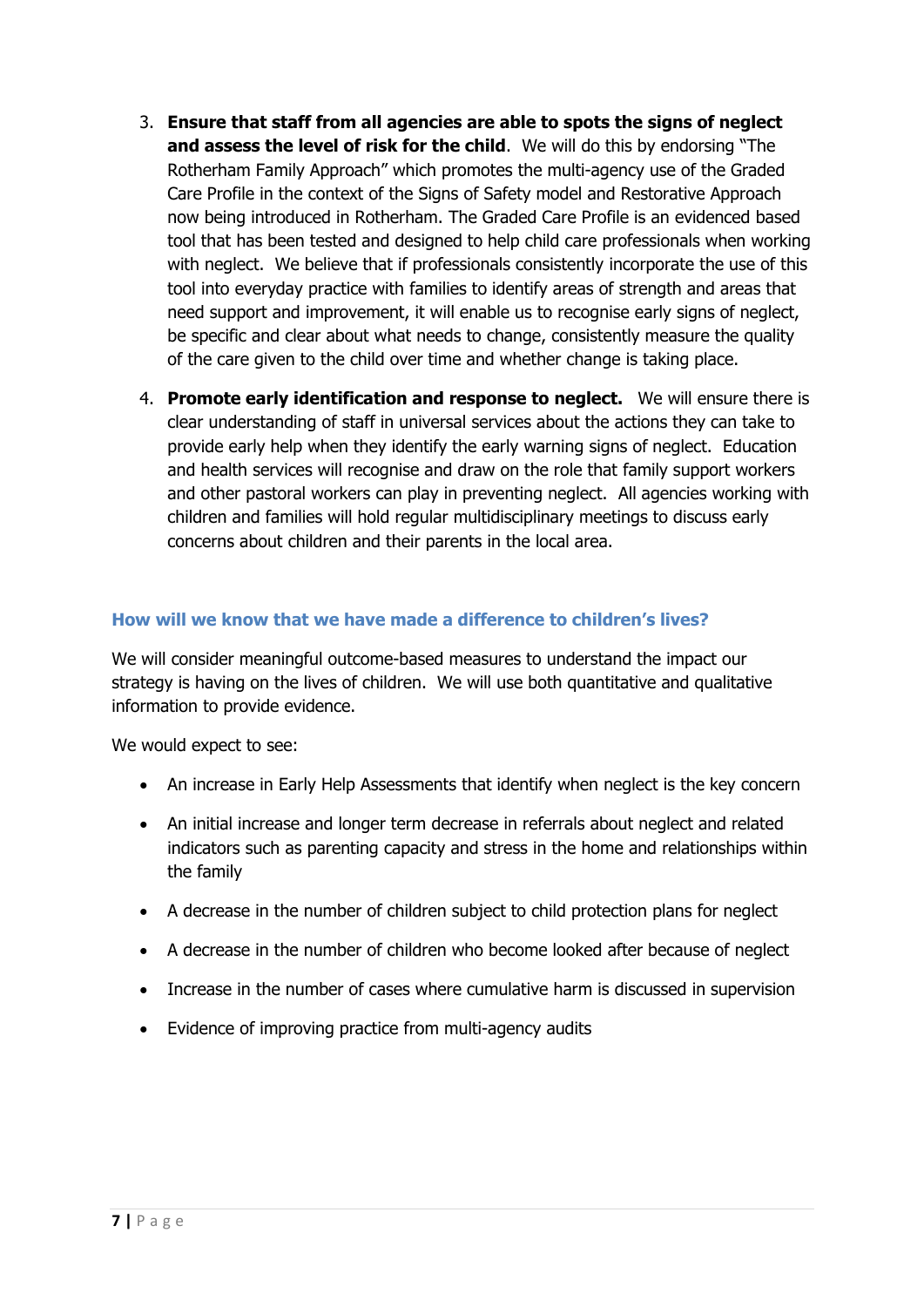3. **Ensure that staff from all agencies are able to spots the signs of neglect and assess the level of risk for the child**. We will do this by endorsing "The Rotherham Family Approach" which promotes the multi-agency use of the Graded Care Profile in the context of the Signs of Safety model and Restorative Approach now being introduced in Rotherham. The Graded Care Profile is an evidenced based tool that has been tested and designed to help child care professionals when working with neglect. We believe that if professionals consistently incorporate the use of this tool into everyday practice with families to identify areas of strength and areas that need support and improvement, it will enable us to recognise early signs of neglect, be specific and clear about what needs to change, consistently measure the quality of the care given to the child over time and whether change is taking place.

4. **Promote early identification and response to neglect.** We will ensure there is clear understanding of staff in universal services about the actions they can take to provide early help when they identify the early warning signs of neglect. Education and health services will recognise and draw on the role that family support workers and other pastoral workers can play in preventing neglect. All agencies working with children and families will hold regular multidisciplinary meetings to discuss early concerns about children and their parents in the local area.

### How will we know that we have made a difference to children's lives?

We will consider meaningful outcome-based measures to understand the impact our strategy is having on the lives of children. We will use both quantitative and qualitative information to provide evidence.

We would expect to see:

- An increase in Early Help Assessments that identify when neglect is the key concern
- An initial increase and longer term decrease in referrals about neglect and related indicators such as parenting capacity and stress in the home and relationships within the family
- A decrease in the number of children subject to child protection plans for neglect
- A decrease in the number of children who become looked after because of neglect
- Increase in the number of cases where cumulative harm is discussed in supervision
- Evidence of improving practice from multi-agency audits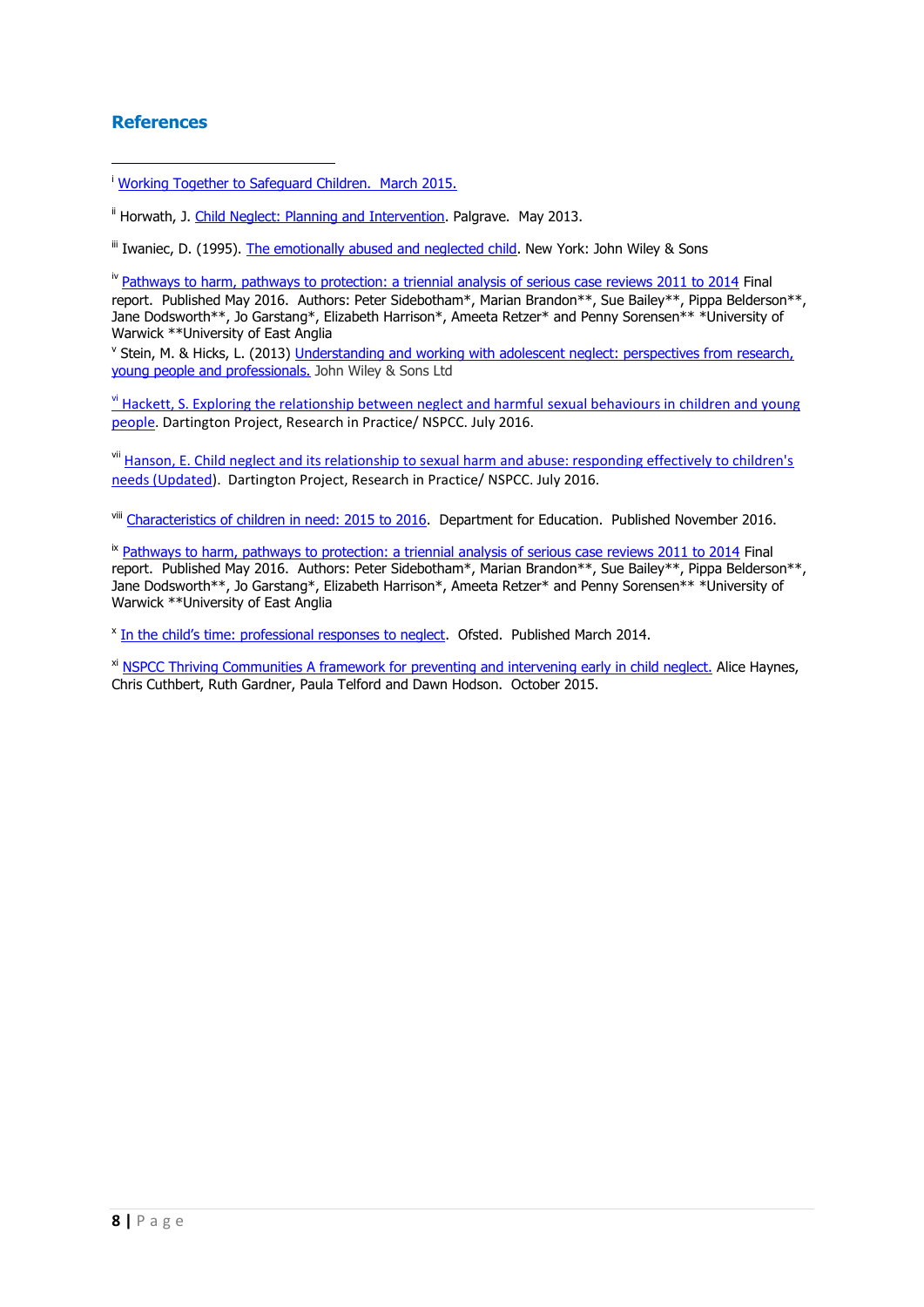## References

[i] Working Together to Safeguard Children. March 2015.

[ii] Horwath, J. Child Neglect: Planning and Intervention. Palgrave. May 2013.

[iii] Iwaniec, D. (1995). The emotionally abused and neglected child. New York: John Wiley & Sons

[iv] Pathways to harm, pathways to protection: a triennial analysis of serious case reviews 2011 to 2014 Final report. Published May 2016. Authors: Peter Sidebotham*, Marian Brandon**, Sue Bailey**, Pippa Belderson**, Jane Dodsworth**, Jo Garstang*, Elizabeth Harrison*, Ameeta Retzer* and Penny Sorensen** *University of Warwick **University of East Anglia

[v] Stein, M. & Hicks, L. (2013) Understanding and working with adolescent neglect: perspectives from research, young people and professionals. John Wiley & Sons Ltd

[vi] Hackett, S. Exploring the relationship between neglect and harmful sexual behaviours in children and young people. Dartington Project, Research in Practice/ NSPCC. July 2016.

[vii] Hanson, E. Child neglect and its relationship to sexual harm and abuse: responding effectively to children's needs (Updated). Dartington Project, Research in Practice/ NSPCC. July 2016.

[viii] Characteristics of children in need: 2015 to 2016. Department for Education. Published November 2016.

[ix] Pathways to harm, pathways to protection: a triennial analysis of serious case reviews 2011 to 2014 Final report. Published May 2016. Authors: Peter Sidebotham*, Marian Brandon**, Sue Bailey**, Pippa Belderson**, Jane Dodsworth**, Jo Garstang*, Elizabeth Harrison*, Ameeta Retzer* and Penny Sorensen** *University of Warwick **University of East Anglia

[x] In the child's time: professional responses to neglect. Ofsted. Published March 2014.

[xi] NSPCC Thriving Communities A framework for preventing and intervening early in child neglect. Alice Haynes, Chris Cuthbert, Ruth Gardner, Paula Telford and Dawn Hodson. October 2015.